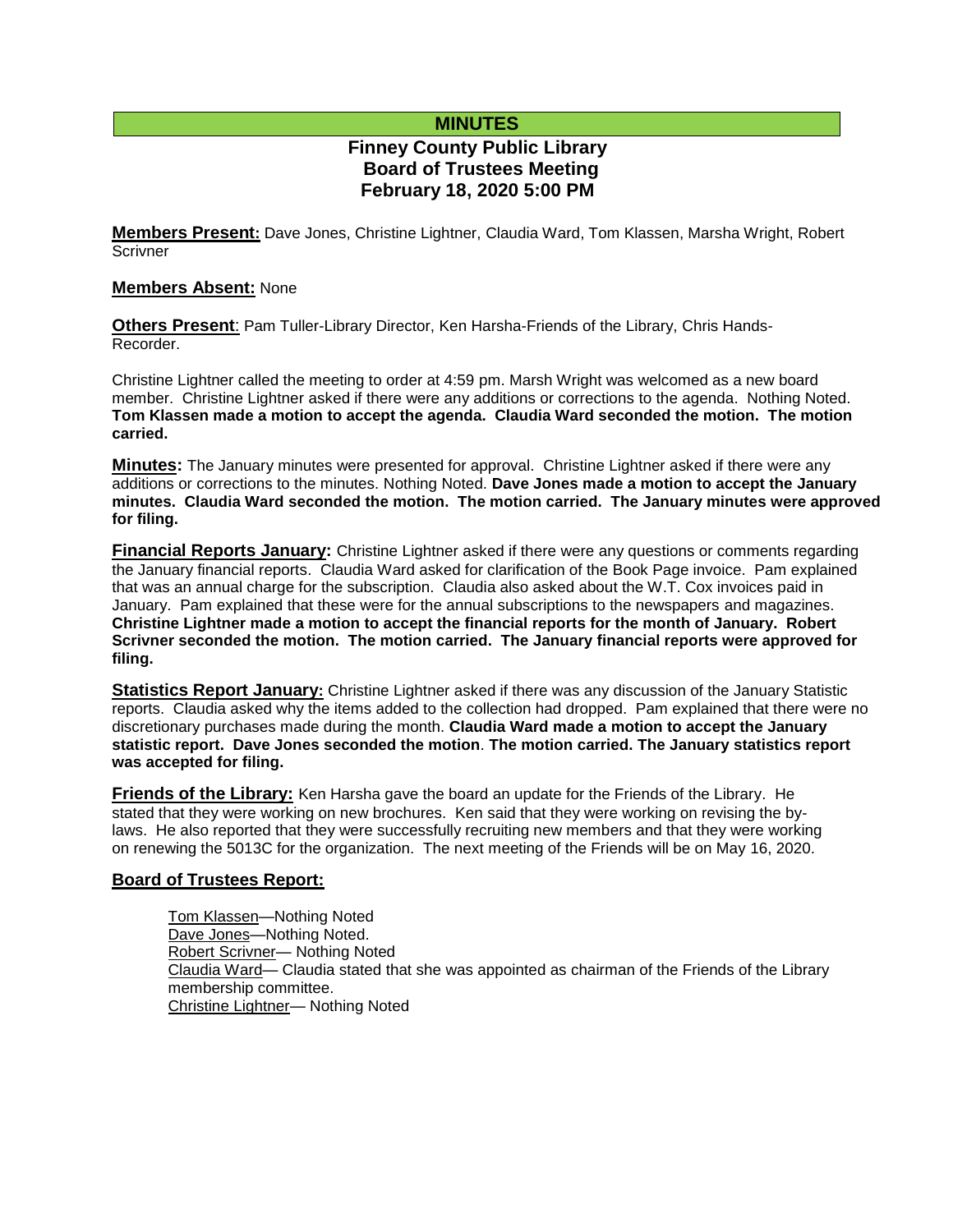# MINUTES

## Finney County Public Library
## Board of Trustees Meeting
## February 18, 2020 5:00 PM

**Members Present:** Dave Jones, Christine Lightner, Claudia Ward, Tom Klassen, Marsha Wright, Robert Scrivner

**Members Absent:** None

**Others Present**: Pam Tuller-Library Director, Ken Harsha-Friends of the Library, Chris Hands-Recorder.

Christine Lightner called the meeting to order at 4:59 pm. Marsh Wright was welcomed as a new board member. Christine Lightner asked if there were any additions or corrections to the agenda. Nothing Noted. **Tom Klassen made a motion to accept the agenda. Claudia Ward seconded the motion. The motion carried.**

**Minutes:** The January minutes were presented for approval. Christine Lightner asked if there were any additions or corrections to the minutes. Nothing Noted. **Dave Jones made a motion to accept the January minutes. Claudia Ward seconded the motion. The motion carried. The January minutes were approved for filing.**

**Financial Reports January:** Christine Lightner asked if there were any questions or comments regarding the January financial reports. Claudia Ward asked for clarification of the Book Page invoice. Pam explained that was an annual charge for the subscription. Claudia also asked about the W.T. Cox invoices paid in January. Pam explained that these were for the annual subscriptions to the newspapers and magazines. **Christine Lightner made a motion to accept the financial reports for the month of January. Robert Scrivner seconded the motion. The motion carried. The January financial reports were approved for filing.**

**Statistics Report January:** Christine Lightner asked if there was any discussion of the January Statistic reports. Claudia asked why the items added to the collection had dropped. Pam explained that there were no discretionary purchases made during the month. **Claudia Ward made a motion to accept the January statistic report. Dave Jones seconded the motion**. **The motion carried. The January statistics report was accepted for filing.**

**Friends of the Library:** Ken Harsha gave the board an update for the Friends of the Library. He stated that they were working on new brochures. Ken said that they were working on revising the by-laws. He also reported that they were successfully recruiting new members and that they were working on renewing the 5013C for the organization. The next meeting of the Friends will be on May 16, 2020.

**Board of Trustees Report:**

Tom Klassen—Nothing Noted
Dave Jones—Nothing Noted.
Robert Scrivner— Nothing Noted
Claudia Ward— Claudia stated that she was appointed as chairman of the Friends of the Library membership committee.
Christine Lightner— Nothing Noted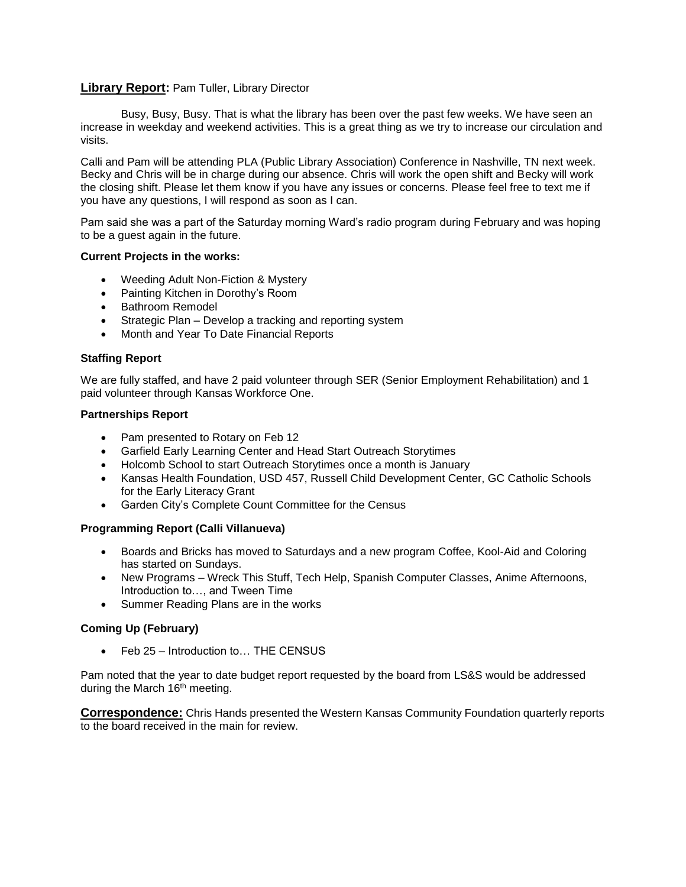**Library Report:** Pam Tuller, Library Director

Busy, Busy, Busy. That is what the library has been over the past few weeks. We have seen an increase in weekday and weekend activities. This is a great thing as we try to increase our circulation and visits.

Calli and Pam will be attending PLA (Public Library Association) Conference in Nashville, TN next week. Becky and Chris will be in charge during our absence. Chris will work the open shift and Becky will work the closing shift. Please let them know if you have any issues or concerns. Please feel free to text me if you have any questions, I will respond as soon as I can.

Pam said she was a part of the Saturday morning Ward's radio program during February and was hoping to be a guest again in the future.

**Current Projects in the works:**

- Weeding Adult Non-Fiction & Mystery
- Painting Kitchen in Dorothy's Room
- Bathroom Remodel
- Strategic Plan – Develop a tracking and reporting system
- Month and Year To Date Financial Reports

**Staffing Report**

We are fully staffed, and have 2 paid volunteer through SER (Senior Employment Rehabilitation) and 1 paid volunteer through Kansas Workforce One.

**Partnerships Report**

- Pam presented to Rotary on Feb 12
- Garfield Early Learning Center and Head Start Outreach Storytimes
- Holcomb School to start Outreach Storytimes once a month is January
- Kansas Health Foundation, USD 457, Russell Child Development Center, GC Catholic Schools for the Early Literacy Grant
- Garden City's Complete Count Committee for the Census

**Programming Report (Calli Villanueva)**

- Boards and Bricks has moved to Saturdays and a new program Coffee, Kool-Aid and Coloring has started on Sundays.
- New Programs – Wreck This Stuff, Tech Help, Spanish Computer Classes, Anime Afternoons, Introduction to…, and Tween Time
- Summer Reading Plans are in the works

**Coming Up (February)**

- Feb 25 – Introduction to… THE CENSUS

Pam noted that the year to date budget report requested by the board from LS&S would be addressed during the March 16th meeting.

**Correspondence:** Chris Hands presented the Western Kansas Community Foundation quarterly reports to the board received in the main for review.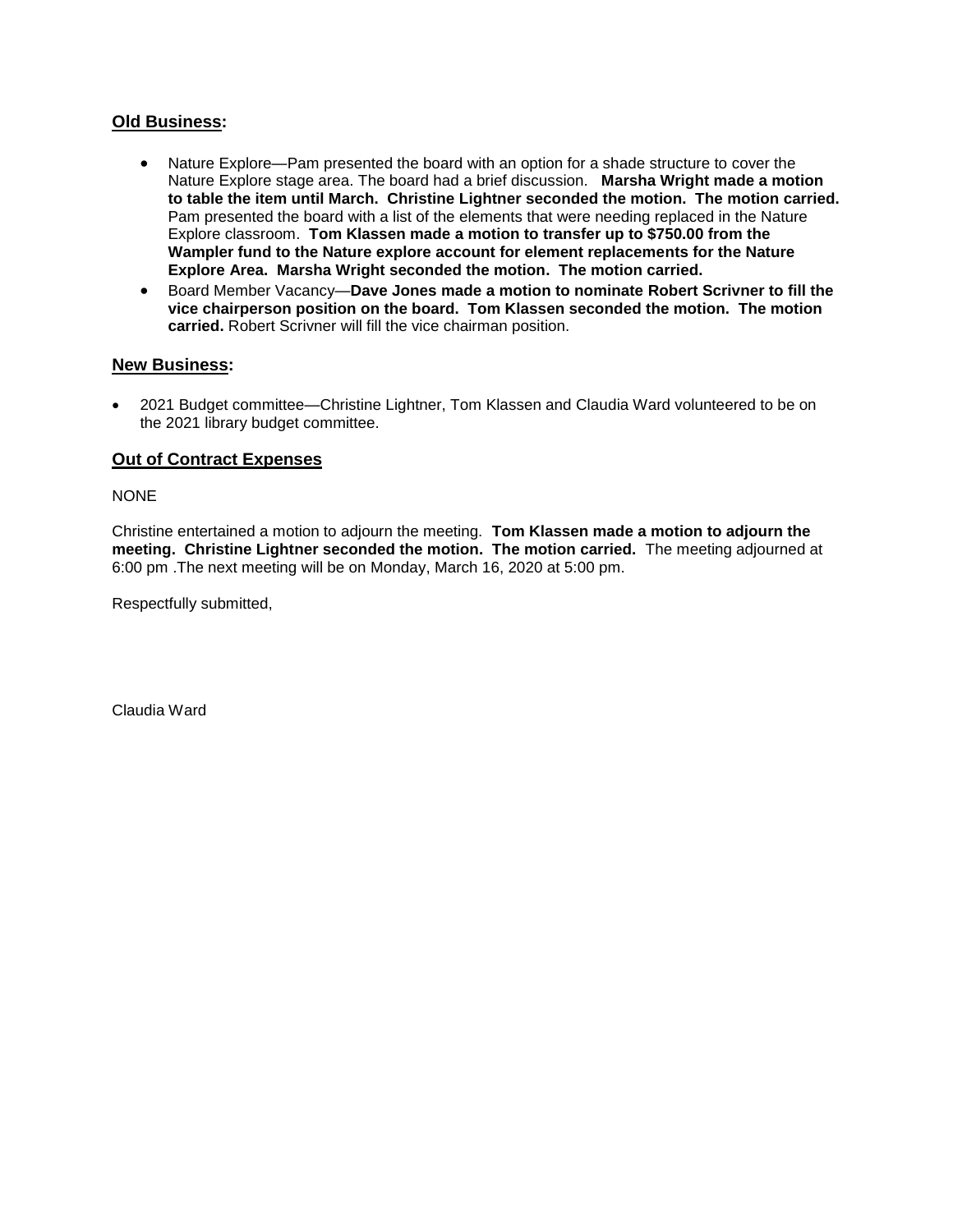## **Old Business:**

- Nature Explore—Pam presented the board with an option for a shade structure to cover the Nature Explore stage area. The board had a brief discussion. **Marsha Wright made a motion to table the item until March. Christine Lightner seconded the motion. The motion carried.** Pam presented the board with a list of the elements that were needing replaced in the Nature Explore classroom. **Tom Klassen made a motion to transfer up to $750.00 from the Wampler fund to the Nature explore account for element replacements for the Nature Explore Area. Marsha Wright seconded the motion. The motion carried.**
- Board Member Vacancy—**Dave Jones made a motion to nominate Robert Scrivner to fill the vice chairperson position on the board. Tom Klassen seconded the motion. The motion carried.** Robert Scrivner will fill the vice chairman position.

## **New Business:**

- 2021 Budget committee—Christine Lightner, Tom Klassen and Claudia Ward volunteered to be on the 2021 library budget committee.

## **Out of Contract Expenses**

NONE

Christine entertained a motion to adjourn the meeting. **Tom Klassen made a motion to adjourn the meeting. Christine Lightner seconded the motion. The motion carried.** The meeting adjourned at 6:00 pm .The next meeting will be on Monday, March 16, 2020 at 5:00 pm.

Respectfully submitted,

Claudia Ward